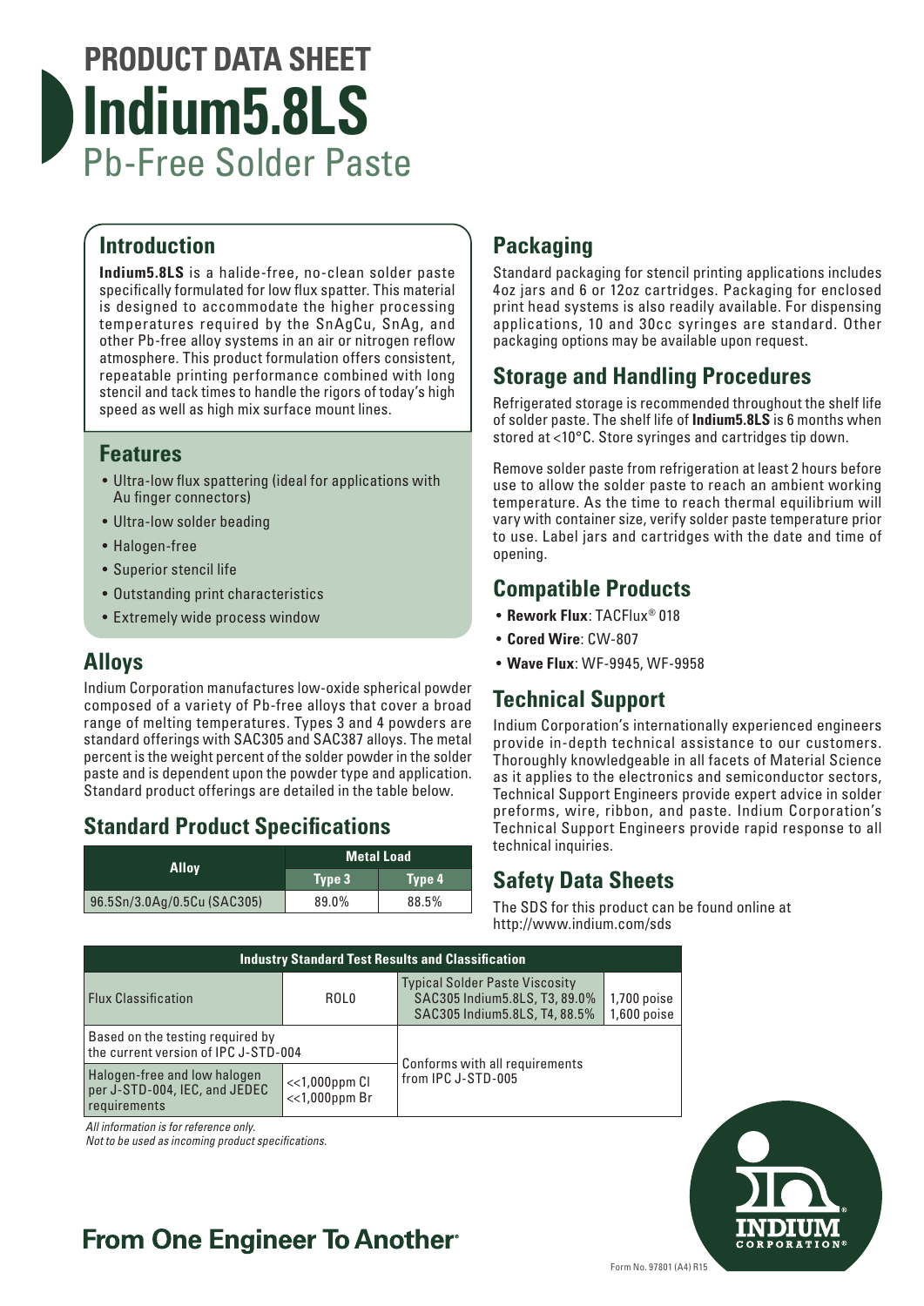# PRODUCT DATA SHEET

# Indium5.8LS

## Pb-Free Solder Paste

## Introduction

**Indium5.8LS** is a halide-free, no-clean solder paste specifically formulated for low flux spatter. This material is designed to accommodate the higher processing temperatures required by the SnAgCu, SnAg, and other Pb-free alloy systems in an air or nitrogen reflow atmosphere. This product formulation offers consistent, repeatable printing performance combined with long stencil and tack times to handle the rigors of today's high speed as well as high mix surface mount lines.

## Features

- Ultra-low flux spattering (ideal for applications with Au finger connectors)
- Ultra-low solder beading
- Halogen-free
- Superior stencil life
- Outstanding print characteristics
- Extremely wide process window

## Alloys

Indium Corporation manufactures low-oxide spherical powder composed of a variety of Pb-free alloys that cover a broad range of melting temperatures. Types 3 and 4 powders are standard offerings with SAC305 and SAC387 alloys. The metal percent is the weight percent of the solder powder in the solder paste and is dependent upon the powder type and application. Standard product offerings are detailed in the table below.

## Standard Product Specifications

| Alloy | Metal Load | |
|---|---|---|
| | Type 3 | Type 4 |
| 96.5Sn/3.0Ag/0.5Cu (SAC305) | 89.0% | 88.5% |

## Packaging

Standard packaging for stencil printing applications includes 4oz jars and 6 or 12oz cartridges. Packaging for enclosed print head systems is also readily available. For dispensing applications, 10 and 30cc syringes are standard. Other packaging options may be available upon request.

## Storage and Handling Procedures

Refrigerated storage is recommended throughout the shelf life of solder paste. The shelf life of **Indium5.8LS** is 6 months when stored at <10°C. Store syringes and cartridges tip down.

Remove solder paste from refrigeration at least 2 hours before use to allow the solder paste to reach an ambient working temperature. As the time to reach thermal equilibrium will vary with container size, verify solder paste temperature prior to use. Label jars and cartridges with the date and time of opening.

## Compatible Products

- **Rework Flux**: TACFlux® 018
- **Cored Wire**: CW-807
- **Wave Flux**: WF-9945, WF-9958

## Technical Support

Indium Corporation's internationally experienced engineers provide in-depth technical assistance to our customers. Thoroughly knowledgeable in all facets of Material Science as it applies to the electronics and semiconductor sectors, Technical Support Engineers provide expert advice in solder preforms, wire, ribbon, and paste. Indium Corporation's Technical Support Engineers provide rapid response to all technical inquiries.

## Safety Data Sheets

The SDS for this product can be found online at http://www.indium.com/sds

| Industry Standard Test Results and Classification | | | |
|---|---|---|---|
| Flux Classification | ROL0 | Typical Solder Paste Viscosity<br>SAC305 Indium5.8LS, T3, 89.0%<br>SAC305 Indium5.8LS, T4, 88.5% | 1,700 poise<br>1,600 poise |
| Based on the testing required by the current version of IPC J-STD-004 | | Conforms with all requirements from IPC J-STD-005 | |
| Halogen-free and low halogen per J-STD-004, IEC, and JEDEC requirements | <<1,000ppm Cl<br><<1,000ppm Br | | |

*All information is for reference only.*
*Not to be used as incoming product specifications.*

**From One Engineer To Another®**

INDIUM CORPORATION®

Form No. 97801 (A4) R15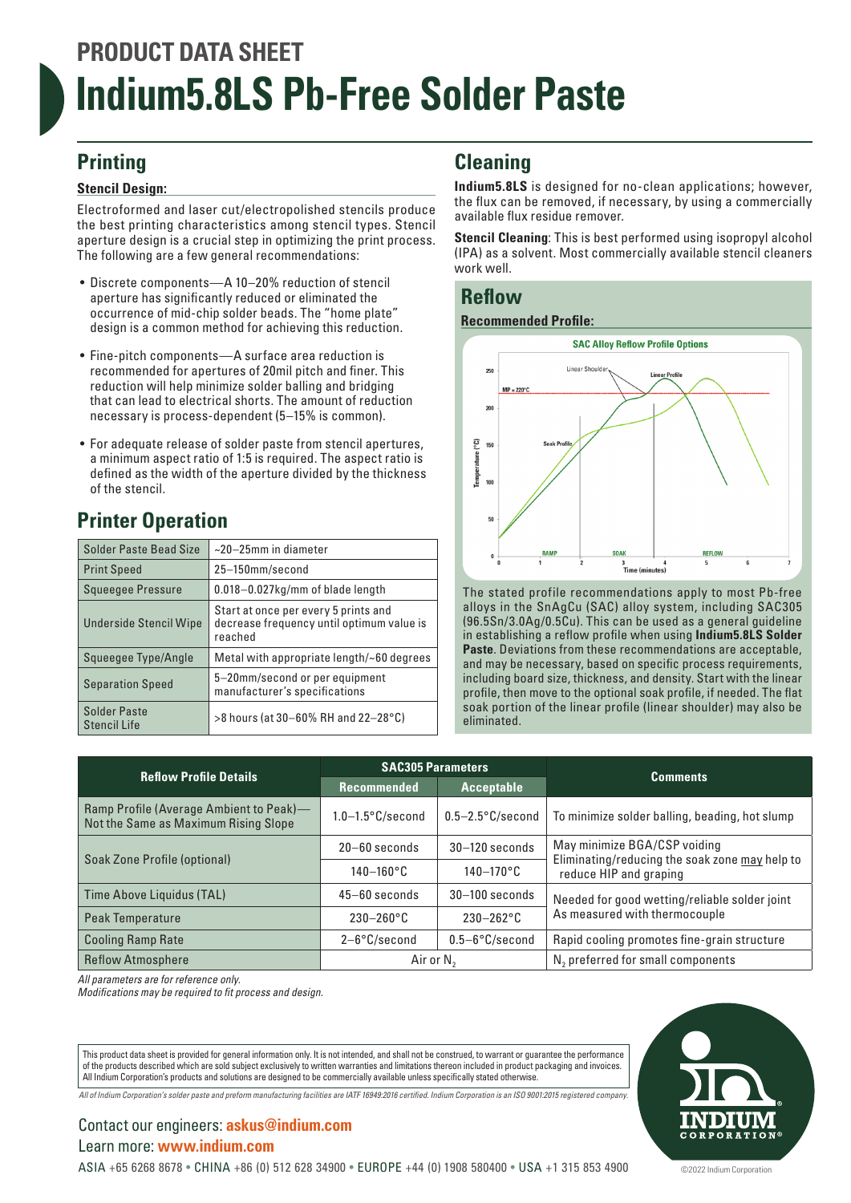# PRODUCT DATA SHEET

# Indium5.8LS Pb-Free Solder Paste

## Printing

### Stencil Design:

Electroformed and laser cut/electropolished stencils produce the best printing characteristics among stencil types. Stencil aperture design is a crucial step in optimizing the print process. The following are a few general recommendations:

- Discrete components—A 10–20% reduction of stencil aperture has significantly reduced or eliminated the occurrence of mid-chip solder beads. The "home plate" design is a common method for achieving this reduction.
- Fine-pitch components—A surface area reduction is recommended for apertures of 20mil pitch and finer. This reduction will help minimize solder balling and bridging that can lead to electrical shorts. The amount of reduction necessary is process-dependent (5–15% is common).
- For adequate release of solder paste from stencil apertures, a minimum aspect ratio of 1:5 is required. The aspect ratio is defined as the width of the aperture divided by the thickness of the stencil.

## Printer Operation

| | |
|---|---|
| Solder Paste Bead Size | ~20–25mm in diameter |
| Print Speed | 25–150mm/second |
| Squeegee Pressure | 0.018–0.027kg/mm of blade length |
| Underside Stencil Wipe | Start at once per every 5 prints and decrease frequency until optimum value is reached |
| Squeegee Type/Angle | Metal with appropriate length/~60 degrees |
| Separation Speed | 5–20mm/second or per equipment manufacturer's specifications |
| Solder Paste Stencil Life | >8 hours (at 30–60% RH and 22–28°C) |

## Cleaning

**Indium5.8LS** is designed for no-clean applications; however, the flux can be removed, if necessary, by using a commercially available flux residue remover.

**Stencil Cleaning**: This is best performed using isopropyl alcohol (IPA) as a solvent. Most commercially available stencil cleaners work well.

## Reflow

### Recommended Profile:

SAC Alloy Reflow Profile Options

Linear Shoulder
Linear Profile
MP = 220°C
Soak Profile
Temperature (°C)
0
50
100
150
200
250
RAMP
SOAK
REFLOW
0
1
2
3
4
5
6
7
Time (minutes)

The stated profile recommendations apply to most Pb-free alloys in the SnAgCu (SAC) alloy system, including SAC305 (96.5Sn/3.0Ag/0.5Cu). This can be used as a general guideline in establishing a reflow profile when using **Indium5.8LS Solder Paste**. Deviations from these recommendations are acceptable, and may be necessary, based on specific process requirements, including board size, thickness, and density. Start with the linear profile, then move to the optional soak profile, if needed. The flat soak portion of the linear profile (linear shoulder) may also be eliminated.

| Reflow Profile Details | SAC305 Parameters | | Comments |
|---|---|---|---|
| | Recommended | Acceptable | |
| Ramp Profile (Average Ambient to Peak)—Not the Same as Maximum Rising Slope | 1.0–1.5°C/second | 0.5–2.5°C/second | To minimize solder balling, beading, hot slump |
| Soak Zone Profile (optional) | 20–60 seconds | 30–120 seconds | May minimize BGA/CSP voiding Eliminating/reducing the soak zone *may* help to reduce HIP and graping |
| | 140–160°C | 140–170°C | |
| Time Above Liquidus (TAL) | 45–60 seconds | 30–100 seconds | Needed for good wetting/reliable solder joint |
| Peak Temperature | 230–260°C | 230–262°C | As measured with thermocouple |
| Cooling Ramp Rate | 2–6°C/second | 0.5–6°C/second | Rapid cooling promotes fine-grain structure |
| Reflow Atmosphere | Air or $N_2$ | | $N_2$ preferred for small components |

*All parameters are for reference only.*
*Modifications may be required to fit process and design.*

This product data sheet is provided for general information only. It is not intended, and shall not be construed, to warrant or guarantee the performance of the products described which are sold subject exclusively to written warranties and limitations thereon included in product packaging and invoices. All Indium Corporation's products and solutions are designed to be commercially available unless specifically stated otherwise.

*All of Indium Corporation's solder paste and preform manufacturing facilities are IATF 16949:2016 certified. Indium Corporation is an ISO 9001:2015 registered company.*

Contact our engineers: **askus@indium.com**
Learn more: **www.indium.com**

ASIA +65 6268 8678 • CHINA +86 (0) 512 628 34900 • EUROPE +44 (0) 1908 580400 • USA +1 315 853 4900

INDIUM CORPORATION®

©2022 Indium Corporation